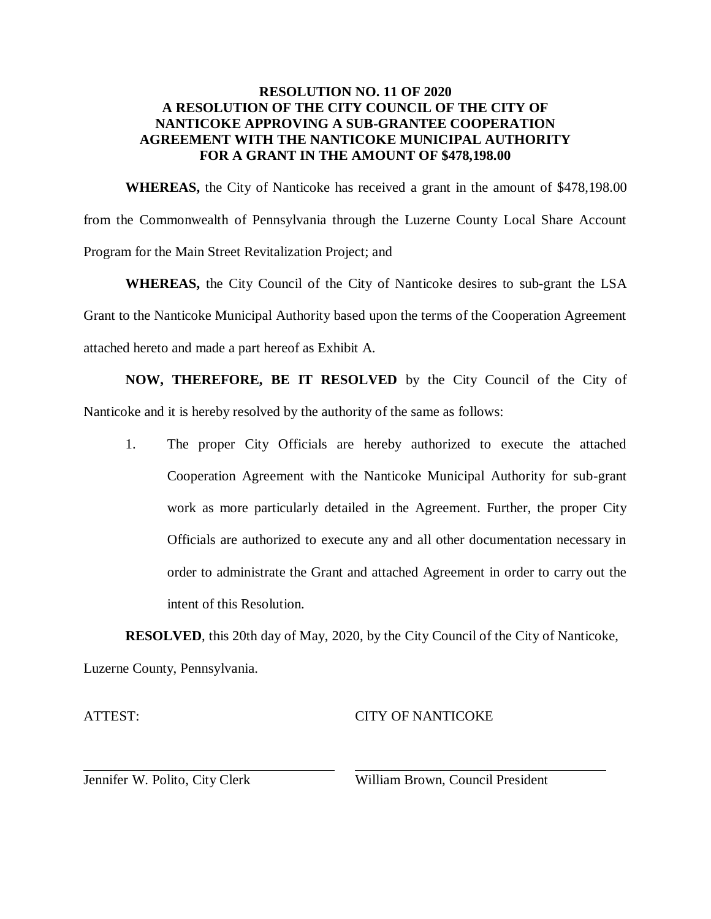**RESOLUTION NO. 11 OF 2020**
**A RESOLUTION OF THE CITY COUNCIL OF THE CITY OF NANTICOKE APPROVING A SUB-GRANTEE COOPERATION AGREEMENT WITH THE NANTICOKE MUNICIPAL AUTHORITY FOR A GRANT IN THE AMOUNT OF $478,198.00**

**WHEREAS,** the City of Nanticoke has received a grant in the amount of $478,198.00 from the Commonwealth of Pennsylvania through the Luzerne County Local Share Account Program for the Main Street Revitalization Project; and

**WHEREAS,** the City Council of the City of Nanticoke desires to sub-grant the LSA Grant to the Nanticoke Municipal Authority based upon the terms of the Cooperation Agreement attached hereto and made a part hereof as Exhibit A.

**NOW, THEREFORE, BE IT RESOLVED** by the City Council of the City of Nanticoke and it is hereby resolved by the authority of the same as follows:

1. The proper City Officials are hereby authorized to execute the attached Cooperation Agreement with the Nanticoke Municipal Authority for sub-grant work as more particularly detailed in the Agreement. Further, the proper City Officials are authorized to execute any and all other documentation necessary in order to administrate the Grant and attached Agreement in order to carry out the intent of this Resolution.

**RESOLVED**, this 20th day of May, 2020, by the City Council of the City of Nanticoke, Luzerne County, Pennsylvania.

ATTEST: CITY OF NANTICOKE

______________________________ ______________________________
Jennifer W. Polito, City Clerk William Brown, Council President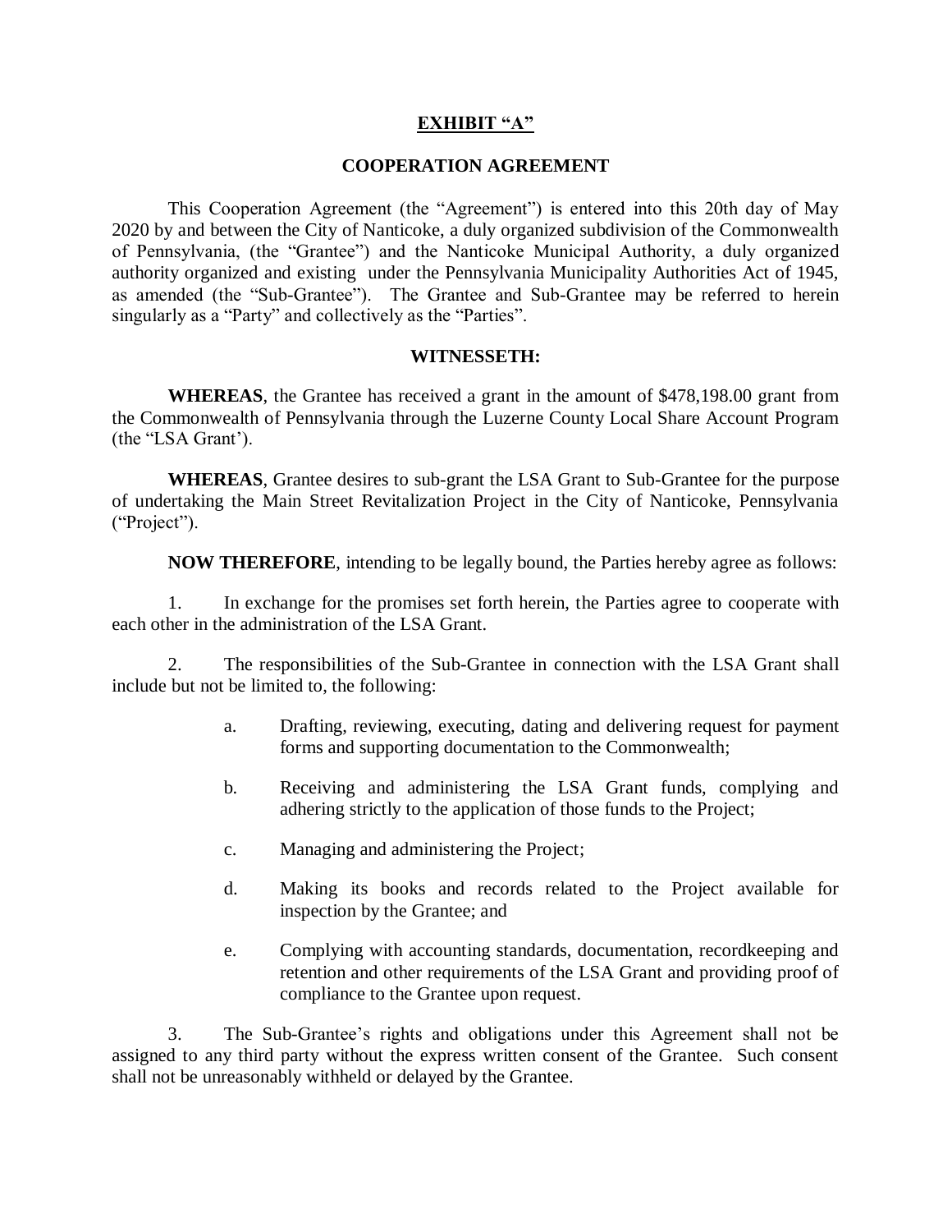**EXHIBIT "A"**

**COOPERATION AGREEMENT**

This Cooperation Agreement (the "Agreement") is entered into this 20th day of May 2020 by and between the City of Nanticoke, a duly organized subdivision of the Commonwealth of Pennsylvania, (the "Grantee") and the Nanticoke Municipal Authority, a duly organized authority organized and existing under the Pennsylvania Municipality Authorities Act of 1945, as amended (the "Sub-Grantee"). The Grantee and Sub-Grantee may be referred to herein singularly as a "Party" and collectively as the "Parties".

**WITNESSETH:**

**WHEREAS**, the Grantee has received a grant in the amount of $478,198.00 grant from the Commonwealth of Pennsylvania through the Luzerne County Local Share Account Program (the "LSA Grant').

**WHEREAS**, Grantee desires to sub-grant the LSA Grant to Sub-Grantee for the purpose of undertaking the Main Street Revitalization Project in the City of Nanticoke, Pennsylvania ("Project").

**NOW THEREFORE**, intending to be legally bound, the Parties hereby agree as follows:

1. In exchange for the promises set forth herein, the Parties agree to cooperate with each other in the administration of the LSA Grant.

2. The responsibilities of the Sub-Grantee in connection with the LSA Grant shall include but not be limited to, the following:

   a. Drafting, reviewing, executing, dating and delivering request for payment forms and supporting documentation to the Commonwealth;

   b. Receiving and administering the LSA Grant funds, complying and adhering strictly to the application of those funds to the Project;

   c. Managing and administering the Project;

   d. Making its books and records related to the Project available for inspection by the Grantee; and

   e. Complying with accounting standards, documentation, recordkeeping and retention and other requirements of the LSA Grant and providing proof of compliance to the Grantee upon request.

3. The Sub-Grantee's rights and obligations under this Agreement shall not be assigned to any third party without the express written consent of the Grantee. Such consent shall not be unreasonably withheld or delayed by the Grantee.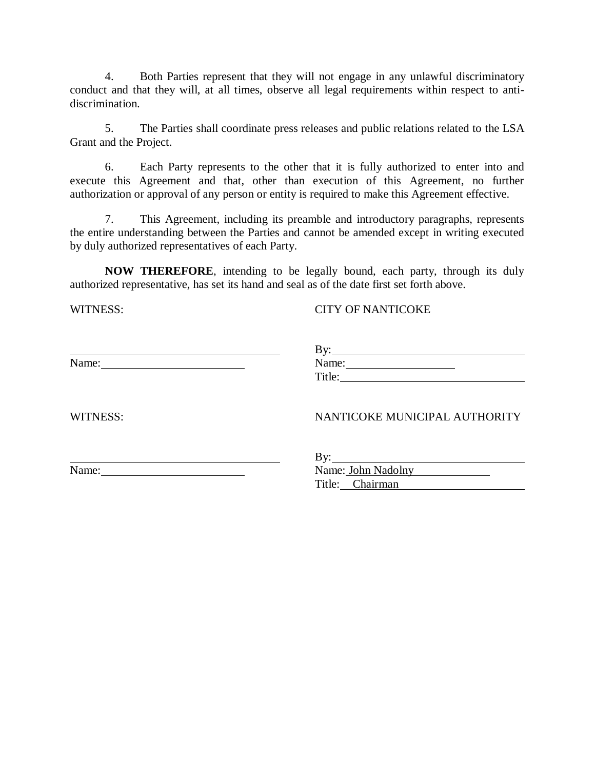4. Both Parties represent that they will not engage in any unlawful discriminatory conduct and that they will, at all times, observe all legal requirements within respect to anti-discrimination.

5. The Parties shall coordinate press releases and public relations related to the LSA Grant and the Project.

6. Each Party represents to the other that it is fully authorized to enter into and execute this Agreement and that, other than execution of this Agreement, no further authorization or approval of any person or entity is required to make this Agreement effective.

7. This Agreement, including its preamble and introductory paragraphs, represents the entire understanding between the Parties and cannot be amended except in writing executed by duly authorized representatives of each Party.

**NOW THEREFORE**, intending to be legally bound, each party, through its duly authorized representative, has set its hand and seal as of the date first set forth above.

WITNESS: CITY OF NANTICOKE

______________________________ By: ______________________________

Name: ______________________ Name: ____________________

Title: ______________________________

WITNESS: NANTICOKE MUNICIPAL AUTHORITY

______________________________ By: ______________________________

Name: ______________________ Name: John Nadolny

Title: Chairman